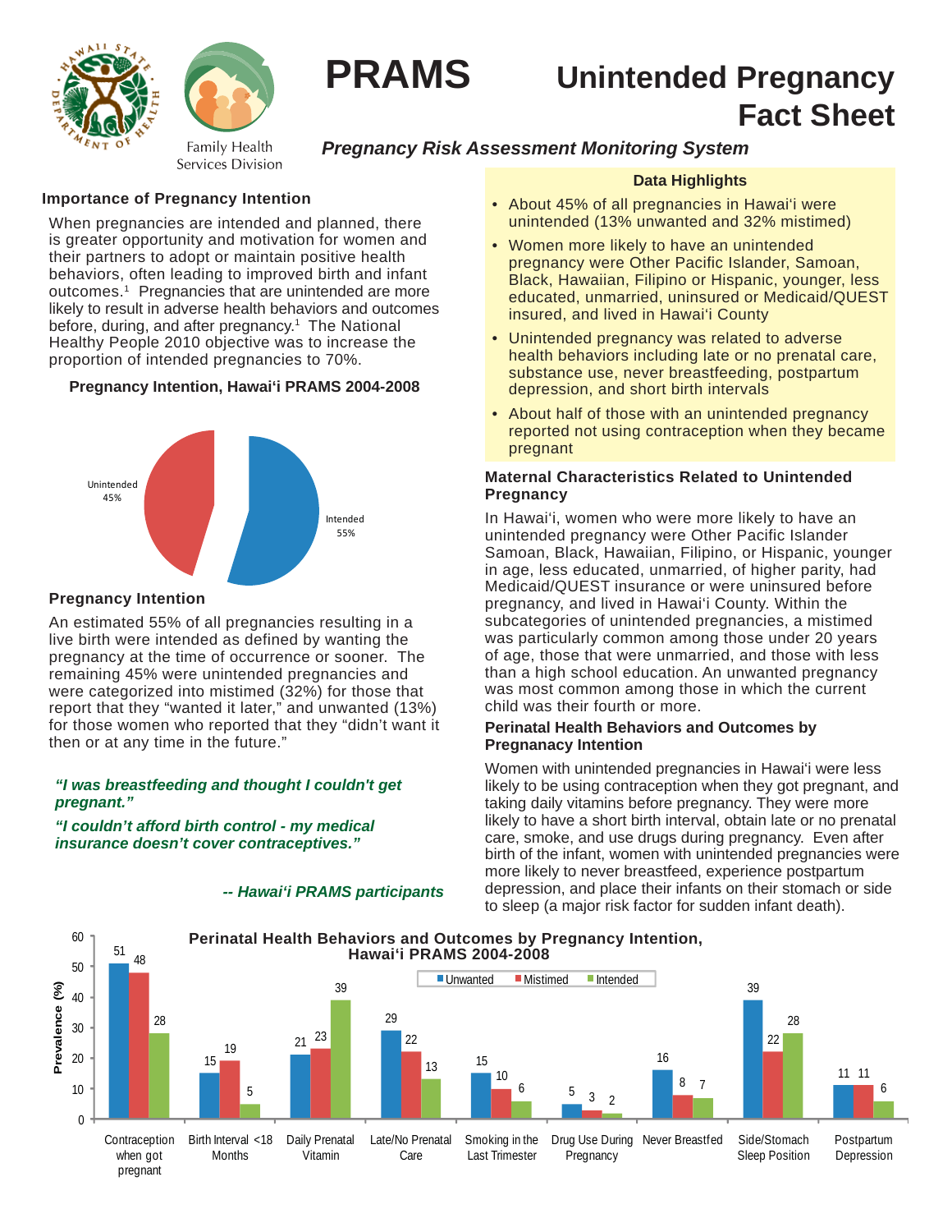# PRAMS

# Unintended Pregnancy Fact Sheet

*Pregnancy Risk Assessment Monitoring System*

Family Health Services Division

## Importance of Pregnancy Intention

When pregnancies are intended and planned, there is greater opportunity and motivation for women and their partners to adopt or maintain positive health behaviors, often leading to improved birth and infant outcomes.[1] Pregnancies that are unintended are more likely to result in adverse health behaviors and outcomes before, during, and after pregnancy.[1] The National Healthy People 2010 objective was to increase the proportion of intended pregnancies to 70%.

**Pregnancy Intention, Hawai'i PRAMS 2004-2008**

| Pregnancy Intention | Percent |
|---|---|
| Unintended | 45% |
| Intended | 55% |

## Pregnancy Intention

An estimated 55% of all pregnancies resulting in a live birth were intended as defined by wanting the pregnancy at the time of occurrence or sooner. The remaining 45% were unintended pregnancies and were categorized into mistimed (32%) for those that report that they "wanted it later," and unwanted (13%) for those women who reported that they "didn't want it then or at any time in the future."

*"I was breastfeeding and thought I couldn't get pregnant."*

*"I couldn't afford birth control - my medical insurance doesn't cover contraceptives."*

*-- Hawai'i PRAMS participants*

## Data Highlights

- About 45% of all pregnancies in Hawai'i were unintended (13% unwanted and 32% mistimed)
- Women more likely to have an unintended pregnancy were Other Pacific Islander, Samoan, Black, Hawaiian, Filipino or Hispanic, younger, less educated, unmarried, uninsured or Medicaid/QUEST insured, and lived in Hawai'i County
- Unintended pregnancy was related to adverse health behaviors including late or no prenatal care, substance use, never breastfeeding, postpartum depression, and short birth intervals
- About half of those with an unintended pregnancy reported not using contraception when they became pregnant

## Maternal Characteristics Related to Unintended Pregnancy

In Hawai'i, women who were more likely to have an unintended pregnancy were Other Pacific Islander Samoan, Black, Hawaiian, Filipino, or Hispanic, younger in age, less educated, unmarried, of higher parity, had Medicaid/QUEST insurance or were uninsured before pregnancy, and lived in Hawai'i County. Within the subcategories of unintended pregnancies, a mistimed was particularly common among those under 20 years of age, those that were unmarried, and those with less than a high school education. An unwanted pregnancy was most common among those in which the current child was their fourth or more.

## Perinatal Health Behaviors and Outcomes by Pregnanacy Intention

Women with unintended pregnancies in Hawai'i were less likely to be using contraception when they got pregnant, and taking daily vitamins before pregnancy. They were more likely to have a short birth interval, obtain late or no prenatal care, smoke, and use drugs during pregnancy. Even after birth of the infant, women with unintended pregnancies were more likely to never breastfeed, experience postpartum depression, and place their infants on their stomach or side to sleep (a major risk factor for sudden infant death).

**Perinatal Health Behaviors and Outcomes by Pregnancy Intention, Hawai'i PRAMS 2004-2008**

Prevalence (%)

| | Unwanted | Mistimed | Intended |
|---|---|---|---|
| Contraception when got pregnant | 51 | 48 | 28 |
| Birth Interval <18 Months | 15 | 19 | 5 |
| Daily Prenatal Vitamin | 21 | 23 | 39 |
| Late/No Prenatal Care | 29 | 22 | 13 |
| Smoking in the Last Trimester | 15 | 10 | 6 |
| Drug Use During Pregnancy | 5 | 3 | 2 |
| Never Breastfed | 16 | 8 | 7 |
| Side/Stomach Sleep Position | 39 | 22 | 28 |
| Postpartum Depression | 11 | 11 | 6 |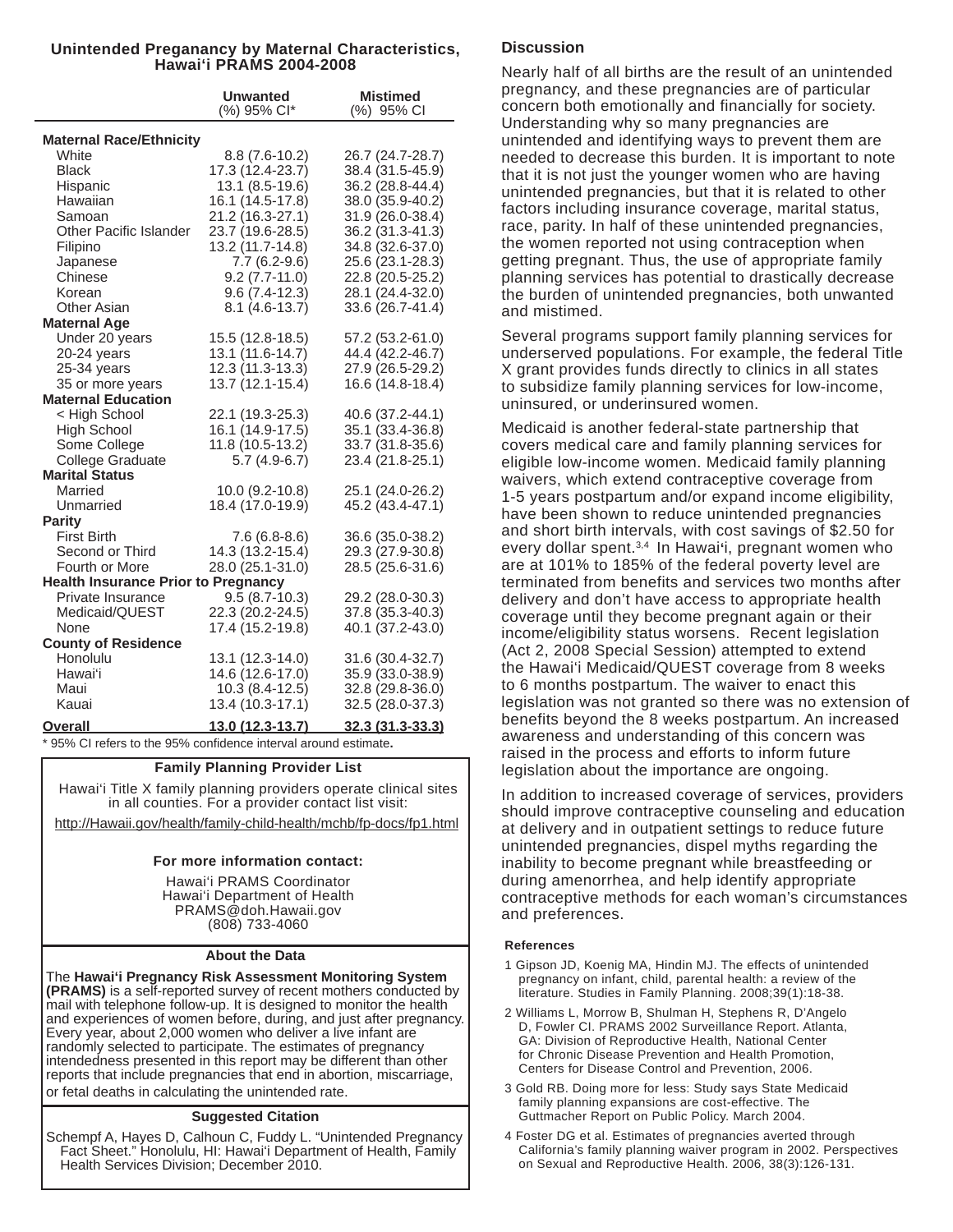## Unintended Preganancy by Maternal Characteristics, Hawaiʻi PRAMS 2004-2008

| | Unwanted (%) 95% CI* | Mistimed (%) 95% CI |
|---|---|---|
| **Maternal Race/Ethnicity** | | |
| White | 8.8 (7.6-10.2) | 26.7 (24.7-28.7) |
| Black | 17.3 (12.4-23.7) | 38.4 (31.5-45.9) |
| Hispanic | 13.1 (8.5-19.6) | 36.2 (28.8-44.4) |
| Hawaiian | 16.1 (14.5-17.8) | 38.0 (35.9-40.2) |
| Samoan | 21.2 (16.3-27.1) | 31.9 (26.0-38.4) |
| Other Pacific Islander | 23.7 (19.6-28.5) | 36.2 (31.3-41.3) |
| Filipino | 13.2 (11.7-14.8) | 34.8 (32.6-37.0) |
| Japanese | 7.7 (6.2-9.6) | 25.6 (23.1-28.3) |
| Chinese | 9.2 (7.7-11.0) | 22.8 (20.5-25.2) |
| Korean | 9.6 (7.4-12.3) | 28.1 (24.4-32.0) |
| Other Asian | 8.1 (4.6-13.7) | 33.6 (26.7-41.4) |
| **Maternal Age** | | |
| Under 20 years | 15.5 (12.8-18.5) | 57.2 (53.2-61.0) |
| 20-24 years | 13.1 (11.6-14.7) | 44.4 (42.2-46.7) |
| 25-34 years | 12.3 (11.3-13.3) | 27.9 (26.5-29.2) |
| 35 or more years | 13.7 (12.1-15.4) | 16.6 (14.8-18.4) |
| **Maternal Education** | | |
| < High School | 22.1 (19.3-25.3) | 40.6 (37.2-44.1) |
| High School | 16.1 (14.9-17.5) | 35.1 (33.4-36.8) |
| Some College | 11.8 (10.5-13.2) | 33.7 (31.8-35.6) |
| College Graduate | 5.7 (4.9-6.7) | 23.4 (21.8-25.1) |
| **Marital Status** | | |
| Married | 10.0 (9.2-10.8) | 25.1 (24.0-26.2) |
| Unmarried | 18.4 (17.0-19.9) | 45.2 (43.4-47.1) |
| **Parity** | | |
| First Birth | 7.6 (6.8-8.6) | 36.6 (35.0-38.2) |
| Second or Third | 14.3 (13.2-15.4) | 29.3 (27.9-30.8) |
| Fourth or More | 28.0 (25.1-31.0) | 28.5 (25.6-31.6) |
| **Health Insurance Prior to Pregnancy** | | |
| Private Insurance | 9.5 (8.7-10.3) | 29.2 (28.0-30.3) |
| Medicaid/QUEST | 22.3 (20.2-24.5) | 37.8 (35.3-40.3) |
| None | 17.4 (15.2-19.8) | 40.1 (37.2-43.0) |
| **County of Residence** | | |
| Honolulu | 13.1 (12.3-14.0) | 31.6 (30.4-32.7) |
| Hawaiʻi | 14.6 (12.6-17.0) | 35.9 (33.0-38.9) |
| Maui | 10.3 (8.4-12.5) | 32.8 (29.8-36.0) |
| Kauai | 13.4 (10.3-17.1) | 32.5 (28.0-37.3) |
| **Overall** | **13.0 (12.3-13.7)** | **32.3 (31.3-33.3)** |

* 95% CI refers to the 95% confidence interval around estimate.

### Family Planning Provider List

Hawaiʻi Title X family planning providers operate clinical sites in all counties. For a provider contact list visit:

http://Hawaii.gov/health/family-child-health/mchb/fp-docs/fp1.html

**For more information contact:**

Hawaiʻi PRAMS Coordinator
Hawaiʻi Department of Health
PRAMS@doh.Hawaii.gov
(808) 733-4060

### About the Data

The **Hawaiʻi Pregnancy Risk Assessment Monitoring System (PRAMS)** is a self-reported survey of recent mothers conducted by mail with telephone follow-up. It is designed to monitor the health and experiences of women before, during, and just after pregnancy. Every year, about 2,000 women who deliver a live infant are randomly selected to participate. The estimates of pregnancy intendedness presented in this report may be different than other reports that include pregnancies that end in abortion, miscarriage, or fetal deaths in calculating the unintended rate.

### Suggested Citation

Schempf A, Hayes D, Calhoun C, Fuddy L. "Unintended Pregnancy Fact Sheet." Honolulu, HI: Hawaiʻi Department of Health, Family Health Services Division; December 2010.

## Discussion

Nearly half of all births are the result of an unintended pregnancy, and these pregnancies are of particular concern both emotionally and financially for society. Understanding why so many pregnancies are unintended and identifying ways to prevent them are needed to decrease this burden. It is important to note that it is not just the younger women who are having unintended pregnancies, but that it is related to other factors including insurance coverage, marital status, race, parity. In half of these unintended pregnancies, the women reported not using contraception when getting pregnant. Thus, the use of appropriate family planning services has potential to drastically decrease the burden of unintended pregnancies, both unwanted and mistimed.

Several programs support family planning services for underserved populations. For example, the federal Title X grant provides funds directly to clinics in all states to subsidize family planning services for low-income, uninsured, or underinsured women.

Medicaid is another federal-state partnership that covers medical care and family planning services for eligible low-income women. Medicaid family planning waivers, which extend contraceptive coverage from 1-5 years postpartum and/or expand income eligibility, have been shown to reduce unintended pregnancies and short birth intervals, with cost savings of $2.50 for every dollar spent.[3,4] In Hawaiʻi, pregnant women who are at 101% to 185% of the federal poverty level are terminated from benefits and services two months after delivery and don't have access to appropriate health coverage until they become pregnant again or their income/eligibility status worsens. Recent legislation (Act 2, 2008 Special Session) attempted to extend the Hawaiʻi Medicaid/QUEST coverage from 8 weeks to 6 months postpartum. The waiver to enact this legislation was not granted so there was no extension of benefits beyond the 8 weeks postpartum. An increased awareness and understanding of this concern was raised in the process and efforts to inform future legislation about the importance are ongoing.

In addition to increased coverage of services, providers should improve contraceptive counseling and education at delivery and in outpatient settings to reduce future unintended pregnancies, dispel myths regarding the inability to become pregnant while breastfeeding or during amenorrhea, and help identify appropriate contraceptive methods for each woman's circumstances and preferences.

### References

1 Gipson JD, Koenig MA, Hindin MJ. The effects of unintended pregnancy on infant, child, parental health: a review of the literature. Studies in Family Planning. 2008;39(1):18-38.

2 Williams L, Morrow B, Shulman H, Stephens R, D'Angelo D, Fowler CI. PRAMS 2002 Surveillance Report. Atlanta, GA: Division of Reproductive Health, National Center for Chronic Disease Prevention and Health Promotion, Centers for Disease Control and Prevention, 2006.

3 Gold RB. Doing more for less: Study says State Medicaid family planning expansions are cost-effective. The Guttmacher Report on Public Policy. March 2004.

4 Foster DG et al. Estimates of pregnancies averted through California's family planning waiver program in 2002. Perspectives on Sexual and Reproductive Health. 2006, 38(3):126-131.